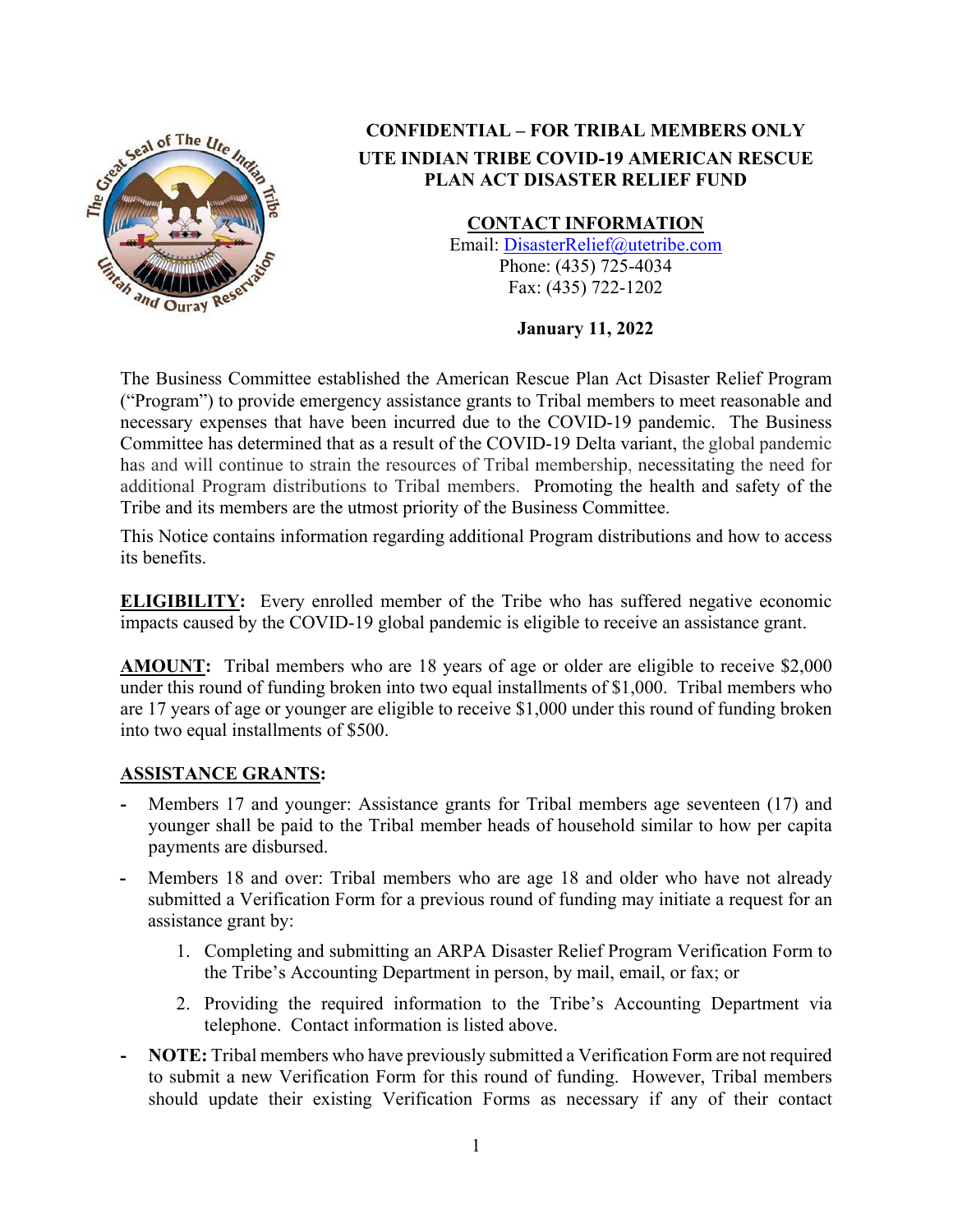**CONFIDENTIAL – FOR TRIBAL MEMBERS ONLY**

# UTE INDIAN TRIBE COVID-19 AMERICAN RESCUE PLAN ACT DISASTER RELIEF FUND

**CONTACT INFORMATION**

Email: DisasterRelief@utetribe.com
Phone: (435) 725-4034
Fax: (435) 722-1202

**January 11, 2022**

The Business Committee established the American Rescue Plan Act Disaster Relief Program ("Program") to provide emergency assistance grants to Tribal members to meet reasonable and necessary expenses that have been incurred due to the COVID-19 pandemic. The Business Committee has determined that as a result of the COVID-19 Delta variant, the global pandemic has and will continue to strain the resources of Tribal membership, necessitating the need for additional Program distributions to Tribal members. Promoting the health and safety of the Tribe and its members are the utmost priority of the Business Committee.

This Notice contains information regarding additional Program distributions and how to access its benefits.

**ELIGIBILITY:** Every enrolled member of the Tribe who has suffered negative economic impacts caused by the COVID-19 global pandemic is eligible to receive an assistance grant.

**AMOUNT:** Tribal members who are 18 years of age or older are eligible to receive $2,000 under this round of funding broken into two equal installments of $1,000. Tribal members who are 17 years of age or younger are eligible to receive $1,000 under this round of funding broken into two equal installments of $500.

**ASSISTANCE GRANTS:**

- Members 17 and younger: Assistance grants for Tribal members age seventeen (17) and younger shall be paid to the Tribal member heads of household similar to how per capita payments are disbursed.
- Members 18 and over: Tribal members who are age 18 and older who have not already submitted a Verification Form for a previous round of funding may initiate a request for an assistance grant by:
  1. Completing and submitting an ARPA Disaster Relief Program Verification Form to the Tribe's Accounting Department in person, by mail, email, or fax; or
  2. Providing the required information to the Tribe's Accounting Department via telephone. Contact information is listed above.
- **NOTE:** Tribal members who have previously submitted a Verification Form are not required to submit a new Verification Form for this round of funding. However, Tribal members should update their existing Verification Forms as necessary if any of their contact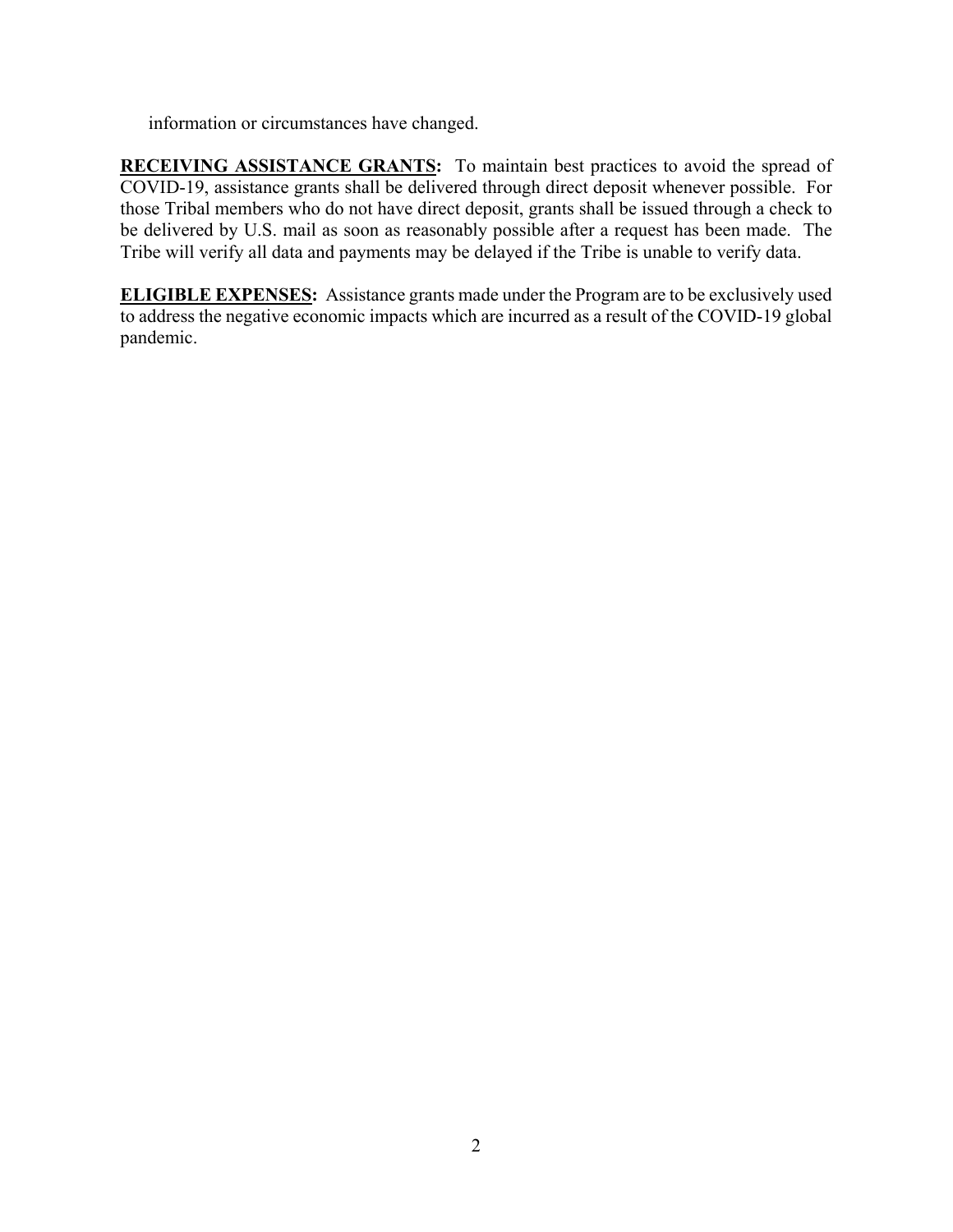information or circumstances have changed.

**RECEIVING ASSISTANCE GRANTS:** To maintain best practices to avoid the spread of COVID-19, assistance grants shall be delivered through direct deposit whenever possible. For those Tribal members who do not have direct deposit, grants shall be issued through a check to be delivered by U.S. mail as soon as reasonably possible after a request has been made. The Tribe will verify all data and payments may be delayed if the Tribe is unable to verify data.

**ELIGIBLE EXPENSES:** Assistance grants made under the Program are to be exclusively used to address the negative economic impacts which are incurred as a result of the COVID-19 global pandemic.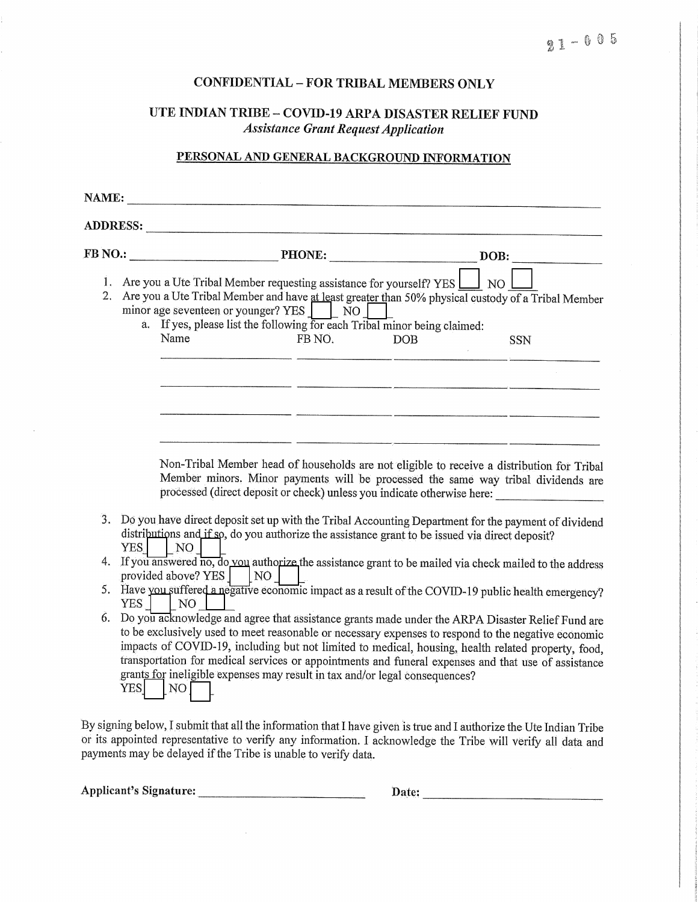21-005

**CONFIDENTIAL – FOR TRIBAL MEMBERS ONLY**

**UTE INDIAN TRIBE – COVID-19 ARPA DISASTER RELIEF FUND**
*Assistance Grant Request Application*

**PERSONAL AND GENERAL BACKGROUND INFORMATION**

**NAME:** ______________________________

**ADDRESS:** ______________________________

**FB NO.:** ______________ **PHONE:** ______________ **DOB:** ______________

1. Are you a Ute Tribal Member requesting assistance for yourself? YES [ ] NO [ ]
2. Are you a Ute Tribal Member and have at least greater than 50% physical custody of a Tribal Member minor age seventeen or younger? YES [ ] NO [ ]
   a. If yes, please list the following for each Tribal minor being claimed:

| Name | FB NO. | DOB | SSN |
|---|---|---|---|
| | | | |
| | | | |
| | | | |
| | | | |

   Non-Tribal Member head of households are not eligible to receive a distribution for Tribal Member minors. Minor payments will be processed the same way tribal dividends are processed (direct deposit or check) unless you indicate otherwise here: ______________

3. Do you have direct deposit set up with the Tribal Accounting Department for the payment of dividend distributions and if so, do you authorize the assistance grant to be issued via direct deposit? YES [ ] NO [ ]
4. If you answered no, do you authorize the assistance grant to be mailed via check mailed to the address provided above? YES [ ] NO [ ]
5. Have you suffered a negative economic impact as a result of the COVID-19 public health emergency? YES [ ] NO [ ]
6. Do you acknowledge and agree that assistance grants made under the ARPA Disaster Relief Fund are to be exclusively used to meet reasonable or necessary expenses to respond to the negative economic impacts of COVID-19, including but not limited to medical, housing, health related property, food, transportation for medical services or appointments and funeral expenses and that use of assistance grants for ineligible expenses may result in tax and/or legal consequences? YES [ ] NO [ ]

By signing below, I submit that all the information that I have given is true and I authorize the Ute Indian Tribe or its appointed representative to verify any information. I acknowledge the Tribe will verify all data and payments may be delayed if the Tribe is unable to verify data.

**Applicant's Signature:** ______________________ **Date:** ______________